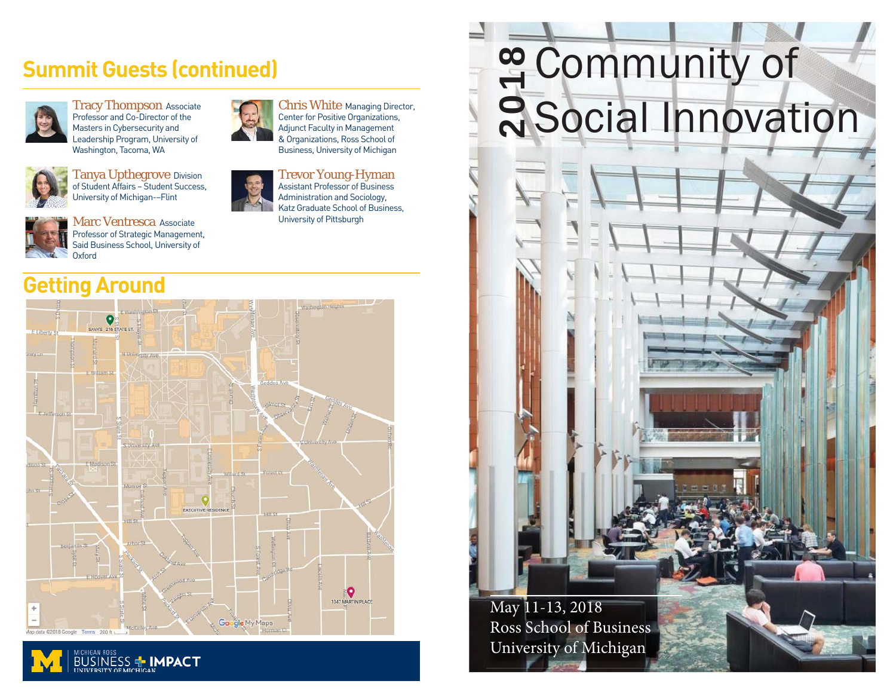## Summit Guests (continued)

**Tracy Thompson** Associate Professor and Co-Director of the Masters in Cybersecurity and Leadership Program, University of Washington, Tacoma, WA

**Tanya Upthegrove** Division of Student Affairs – Student Success, University of Michigan––Flint

**Marc Ventresca** Associate Professor of Strategic Management, Said Business School, University of Oxford

**Chris White** Managing Director, Center for Positive Organizations, Adjunct Faculty in Management & Organizations, Ross School of Business, University of Michigan

**Trevor Young-Hyman** Assistant Professor of Business Administration and Sociology, Katz Graduate School of Business, University of Pittsburgh

## Getting Around

SAVAS 216 STATE ST.

EXECUTIVE RESIDENCE

1047 MARTIN PLACE

Map data ©2018 Google Terms 200 ft

MICHIGAN ROSS BUSINESS + IMPACT UNIVERSITY OF MICHIGAN

# 2018 Community of Social Innovation

May 11-13, 2018
Ross School of Business
University of Michigan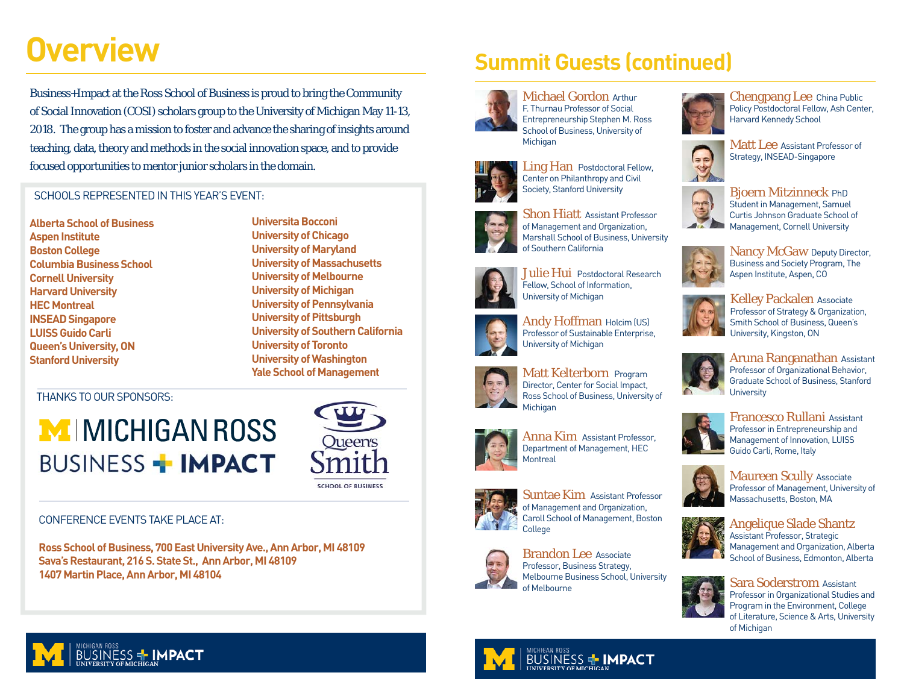# Overview

Business+Impact at the Ross School of Business is proud to bring the Community of Social Innovation (COSI) scholars group to the University of Michigan May 11-13, 2018. The group has a mission to foster and advance the sharing of insights around teaching, data, theory and methods in the social innovation space, and to provide focused opportunities to mentor junior scholars in the domain.

SCHOOLS REPRESENTED IN THIS YEAR'S EVENT:

**Alberta School of Business**
**Aspen Institute**
**Boston College**
**Columbia Business School**
**Cornell University**
**Harvard University**
**HEC Montreal**
**INSEAD Singapore**
**LUISS Guido Carli**
**Queen's University, ON**
**Stanford University**
**Universita Bocconi**
**University of Chicago**
**University of Maryland**
**University of Massachusetts**
**University of Melbourne**
**University of Michigan**
**University of Pennsylvania**
**University of Pittsburgh**
**University of Southern California**
**University of Toronto**
**University of Washington**
**Yale School of Management**

THANKS TO OUR SPONSORS:

MICHIGAN ROSS BUSINESS + IMPACT

Queen's Smith SCHOOL OF BUSINESS

CONFERENCE EVENTS TAKE PLACE AT:

**Ross School of Business, 700 East University Ave., Ann Arbor, MI 48109**
**Sava's Restaurant, 216 S. State St., Ann Arbor, MI 48109**
**1407 Martin Place, Ann Arbor, MI 48104**

# Summit Guests (continued)

**Michael Gordon** Arthur F. Thurnau Professor of Social Entrepreneurship Stephen M. Ross School of Business, University of Michigan

**Ling Han** Postdoctoral Fellow, Center on Philanthropy and Civil Society, Stanford University

**Shon Hiatt** Assistant Professor of Management and Organization, Marshall School of Business, University of Southern California

**Julie Hui** Postdoctoral Research Fellow, School of Information, University of Michigan

**Andy Hoffman** Holcim (US) Professor of Sustainable Enterprise, University of Michigan

**Matt Kelterborn** Program Director, Center for Social Impact, Ross School of Business, University of Michigan

**Anna Kim** Assistant Professor, Department of Management, HEC Montreal

**Suntae Kim** Assistant Professor of Management and Organization, Caroll School of Management, Boston College

**Brandon Lee** Associate Professor, Business Strategy, Melbourne Business School, University of Melbourne

**Chengpang Lee** China Public Policy Postdoctoral Fellow, Ash Center, Harvard Kennedy School

**Matt Lee** Assistant Professor of Strategy, INSEAD-Singapore

**Bjoern Mitzinneck** PhD Student in Management, Samuel Curtis Johnson Graduate School of Management, Cornell University

**Nancy McGaw** Deputy Director, Business and Society Program, The Aspen Institute, Aspen, CO

**Kelley Packalen** Associate Professor of Strategy & Organization, Smith School of Business, Queen's University, Kingston, ON

**Aruna Ranganathan** Assistant Professor of Organizational Behavior, Graduate School of Business, Stanford University

**Francesco Rullani** Assistant Professor in Entrepreneurship and Management of Innovation, LUISS Guido Carli, Rome, Italy

**Maureen Scully** Associate Professor of Management, University of Massachusetts, Boston, MA

**Angelique Slade Shantz** Assistant Professor, Strategic Management and Organization, Alberta School of Business, Edmonton, Alberta

**Sara Soderstrom** Assistant Professor in Organizational Studies and Program in the Environment, College of Literature, Science & Arts, University of Michigan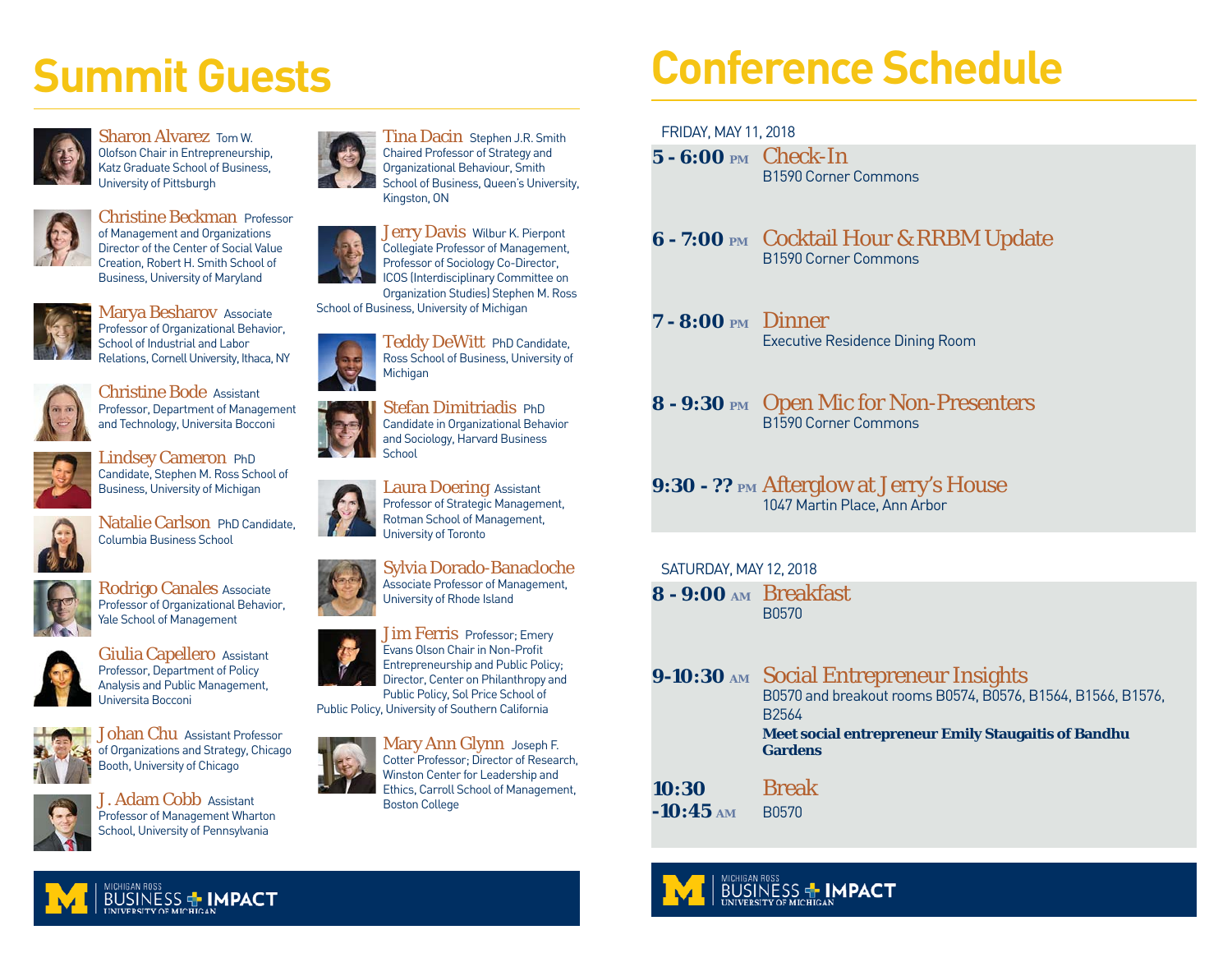# Summit Guests

**Sharon Alvarez** Tom W. Olofson Chair in Entrepreneurship, Katz Graduate School of Business, University of Pittsburgh

**Christine Beckman** Professor of Management and Organizations Director of the Center of Social Value Creation, Robert H. Smith School of Business, University of Maryland

**Marya Besharov** Associate Professor of Organizational Behavior, School of Industrial and Labor Relations, Cornell University, Ithaca, NY

**Christine Bode** Assistant Professor, Department of Management and Technology, Universita Bocconi

**Lindsey Cameron** PhD Candidate, Stephen M. Ross School of Business, University of Michigan

**Natalie Carlson** PhD Candidate, Columbia Business School

**Rodrigo Canales** Associate Professor of Organizational Behavior, Yale School of Management

**Giulia Capellero** Assistant Professor, Department of Policy Analysis and Public Management, Universita Bocconi

**Johan Chu** Assistant Professor of Organizations and Strategy, Chicago Booth, University of Chicago

**J. Adam Cobb** Assistant Professor of Management Wharton School, University of Pennsylvania

**Tina Dacin** Stephen J.R. Smith Chaired Professor of Strategy and Organizational Behaviour, Smith School of Business, Queen's University, Kingston, ON

**Jerry Davis** Wilbur K. Pierpont Collegiate Professor of Management, Professor of Sociology Co-Director, ICOS (Interdisciplinary Committee on Organization Studies) Stephen M. Ross School of Business, University of Michigan

**Teddy DeWitt** PhD Candidate, Ross School of Business, University of Michigan

**Stefan Dimitriadis** PhD Candidate in Organizational Behavior and Sociology, Harvard Business School

**Laura Doering** Assistant Professor of Strategic Management, Rotman School of Management, University of Toronto

**Sylvia Dorado-Banacloche** Associate Professor of Management, University of Rhode Island

**Jim Ferris** Professor; Emery Evans Olson Chair in Non-Profit Entrepreneurship and Public Policy; Director, Center on Philanthropy and Public Policy, Sol Price School of Public Policy, University of Southern California

**Mary Ann Glynn** Joseph F. Cotter Professor; Director of Research, Winston Center for Leadership and Ethics, Carroll School of Management, Boston College

# Conference Schedule

FRIDAY, MAY 11, 2018

**5 - 6:00 PM** Check-In
B1590 Corner Commons

**6 - 7:00 PM** Cocktail Hour & RRBM Update
B1590 Corner Commons

**7 - 8:00 PM** Dinner
Executive Residence Dining Room

**8 - 9:30 PM** Open Mic for Non-Presenters
B1590 Corner Commons

**9:30 - ?? PM** Afterglow at Jerry's House
1047 Martin Place, Ann Arbor

SATURDAY, MAY 12, 2018

**8 - 9:00 AM** Breakfast
B0570

**9-10:30 AM** Social Entrepreneur Insights
B0570 and breakout rooms B0574, B0576, B1564, B1566, B1576, B2564
**Meet social entrepreneur Emily Staugaitis of Bandhu Gardens**

**10:30 -10:45 AM** Break
B0570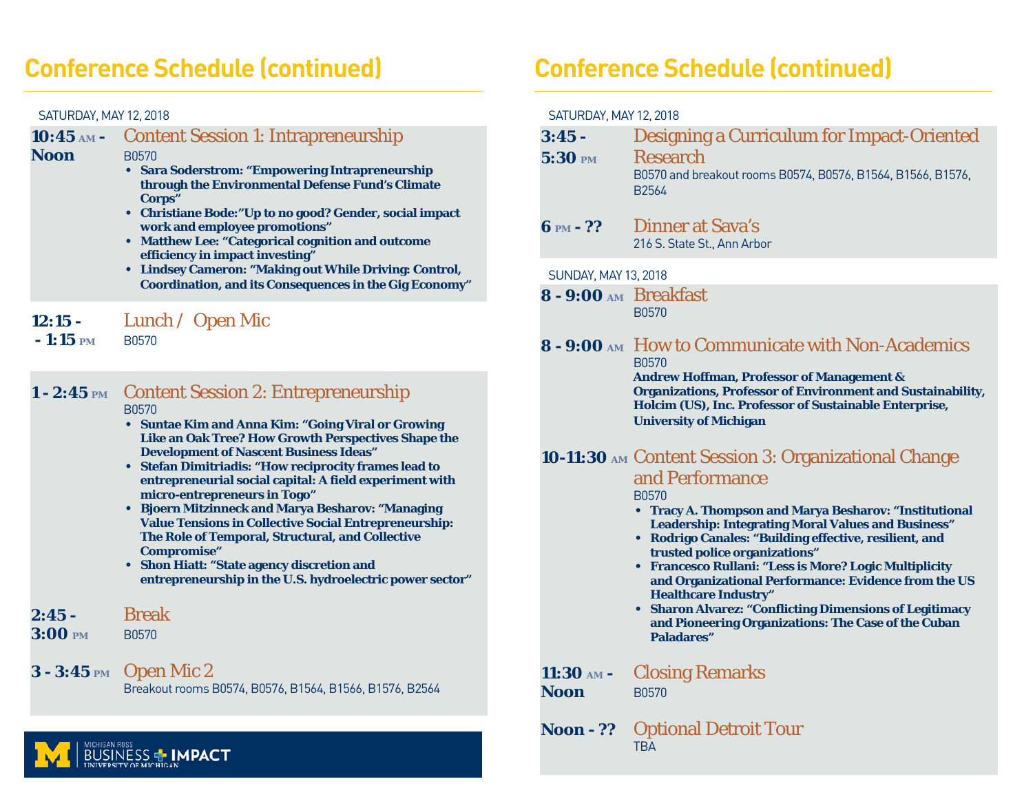## Conference Schedule (continued)

SATURDAY, MAY 12, 2018

**10:45 AM - Noon** — Content Session 1: Intrapreneurship
B0570

- **Sara Soderstrom: "Empowering Intrapreneurship through the Environmental Defense Fund's Climate Corps"**
- **Christiane Bode:"Up to no good? Gender, social impact work and employee promotions"**
- **Matthew Lee: "Categorical cognition and outcome efficiency in impact investing"**
- **Lindsey Cameron: "Making out While Driving: Control, Coordination, and its Consequences in the Gig Economy"**

**12:15 - - 1:15 PM** — Lunch / Open Mic
B0570

**1 - 2:45 PM** — Content Session 2: Entrepreneurship
B0570

- **Suntae Kim and Anna Kim: "Going Viral or Growing Like an Oak Tree? How Growth Perspectives Shape the Development of Nascent Business Ideas"**
- **Stefan Dimitriadis: "How reciprocity frames lead to entrepreneurial social capital: A field experiment with micro-entrepreneurs in Togo"**
- **Bjoern Mitzinneck and Marya Besharov: "Managing Value Tensions in Collective Social Entrepreneurship: The Role of Temporal, Structural, and Collective Compromise"**
- **Shon Hiatt: "State agency discretion and entrepreneurship in the U.S. hydroelectric power sector"**

**2:45 - 3:00 PM** — Break
B0570

**3 - 3:45 PM** — Open Mic 2
Breakout rooms B0574, B0576, B1564, B1566, B1576, B2564

MICHIGAN ROSS BUSINESS + IMPACT UNIVERSITY OF MICHIGAN

## Conference Schedule (continued)

SATURDAY, MAY 12, 2018

**3:45 - 5:30 PM** — Designing a Curriculum for Impact-Oriented Research
B0570 and breakout rooms B0574, B0576, B1564, B1566, B1576, B2564

**6 PM - ??** — Dinner at Sava's
216 S. State St., Ann Arbor

SUNDAY, MAY 13, 2018

**8 - 9:00 AM** — Breakfast
B0570

**8 - 9:00 AM** — How to Communicate with Non-Academics
B0570
**Andrew Hoffman, Professor of Management & Organizations, Professor of Environment and Sustainability, Holcim (US), Inc. Professor of Sustainable Enterprise, University of Michigan**

**10-11:30 AM** — Content Session 3: Organizational Change and Performance
B0570

- **Tracy A. Thompson and Marya Besharov: "Institutional Leadership: Integrating Moral Values and Business"**
- **Rodrigo Canales: "Building effective, resilient, and trusted police organizations"**
- **Francesco Rullani: "Less is More? Logic Multiplicity and Organizational Performance: Evidence from the US Healthcare Industry"**
- **Sharon Alvarez: "Conflicting Dimensions of Legitimacy and Pioneering Organizations: The Case of the Cuban Paladares"**

**11:30 AM - Noon** — Closing Remarks
B0570

**Noon - ??** — Optional Detroit Tour
TBA